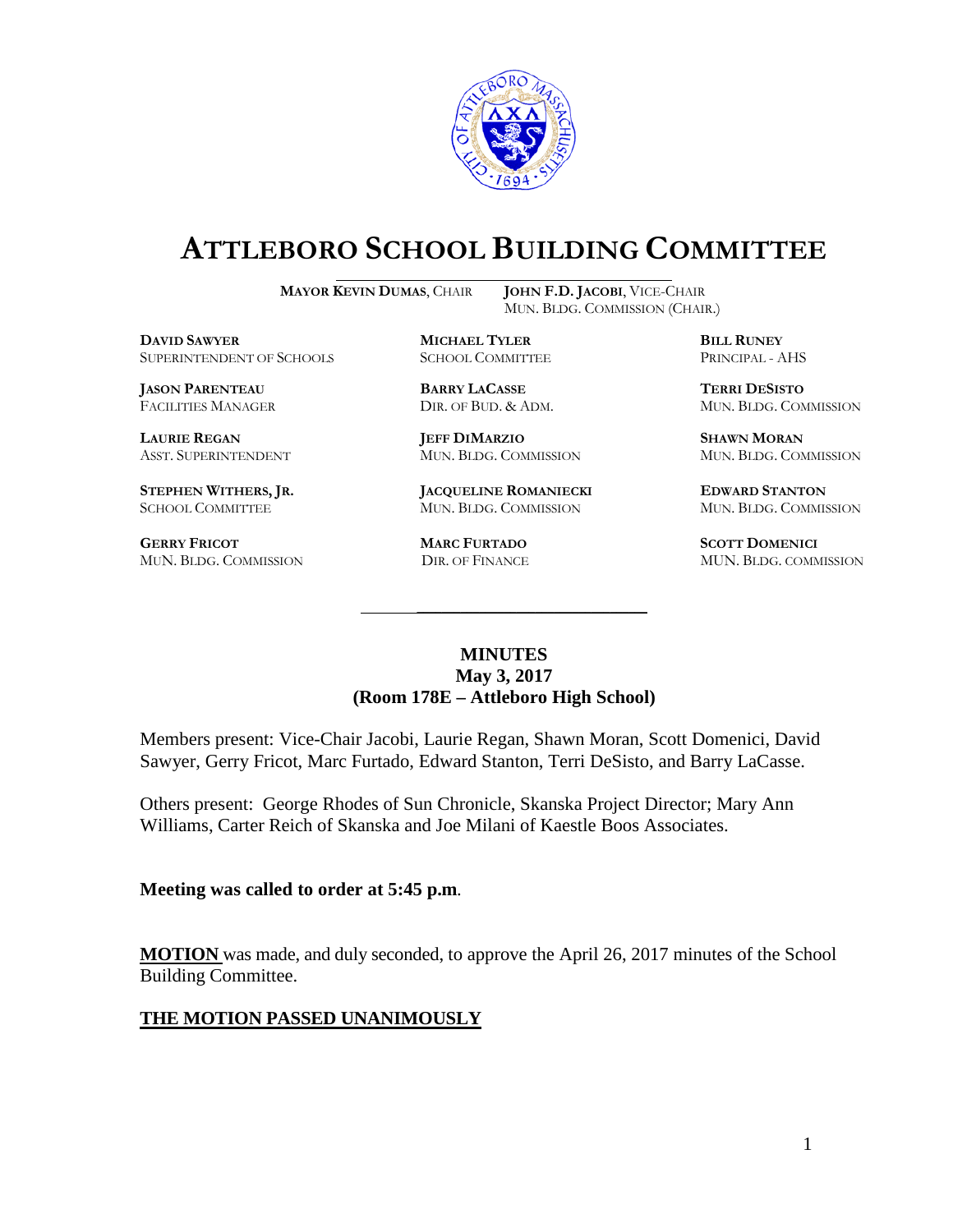# ATTLEBORO SCHOOL BUILDING COMMITTEE

**MAYOR KEVIN DUMAS**, CHAIR
**JOHN F.D. JACOBI**, VICE-CHAIR
MUN. BLDG. COMMISSION (CHAIR.)

**DAVID SAWYER**
SUPERINTENDENT OF SCHOOLS

**MICHAEL TYLER**
SCHOOL COMMITTEE

**BILL RUNEY**
PRINCIPAL - AHS

**JASON PARENTEAU**
FACILITIES MANAGER

**BARRY LACASSE**
DIR. OF BUD. & ADM.

**TERRI DESISTO**
MUN. BLDG. COMMISSION

**LAURIE REGAN**
ASST. SUPERINTENDENT

**JEFF DIMARZIO**
MUN. BLDG. COMMISSION

**SHAWN MORAN**
MUN. BLDG. COMMISSION

**STEPHEN WITHERS, JR.**
SCHOOL COMMITTEE

**JACQUELINE ROMANIECKI**
MUN. BLDG. COMMISSION

**EDWARD STANTON**
MUN. BLDG. COMMISSION

**GERRY FRICOT**
MUN. BLDG. COMMISSION

**MARC FURTADO**
DIR. OF FINANCE

**SCOTT DOMENICI**
MUN. BLDG. COMMISSION

## MINUTES
**May 3, 2017**
**(Room 178E – Attleboro High School)**

Members present: Vice-Chair Jacobi, Laurie Regan, Shawn Moran, Scott Domenici, David Sawyer, Gerry Fricot, Marc Furtado, Edward Stanton, Terri DeSisto, and Barry LaCasse.

Others present: George Rhodes of Sun Chronicle, Skanska Project Director; Mary Ann Williams, Carter Reich of Skanska and Joe Milani of Kaestle Boos Associates.

**Meeting was called to order at 5:45 p.m**.

**MOTION** was made, and duly seconded, to approve the April 26, 2017 minutes of the School Building Committee.

**THE MOTION PASSED UNANIMOUSLY**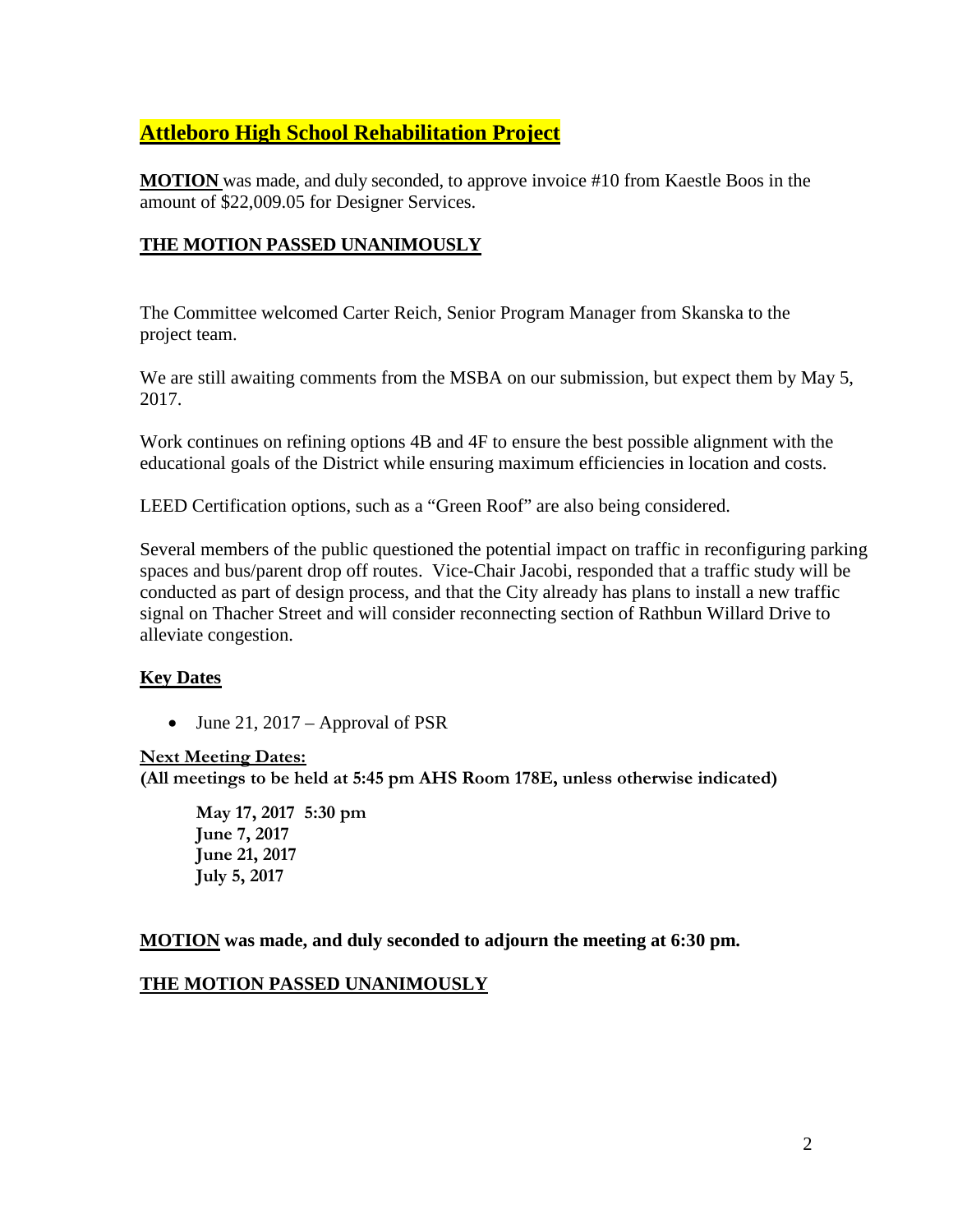## Attleboro High School Rehabilitation Project

**MOTION** was made, and duly seconded, to approve invoice #10 from Kaestle Boos in the amount of $22,009.05 for Designer Services.

**THE MOTION PASSED UNANIMOUSLY**

The Committee welcomed Carter Reich, Senior Program Manager from Skanska to the project team.

We are still awaiting comments from the MSBA on our submission, but expect them by May 5, 2017.

Work continues on refining options 4B and 4F to ensure the best possible alignment with the educational goals of the District while ensuring maximum efficiencies in location and costs.

LEED Certification options, such as a "Green Roof" are also being considered.

Several members of the public questioned the potential impact on traffic in reconfiguring parking spaces and bus/parent drop off routes. Vice-Chair Jacobi, responded that a traffic study will be conducted as part of design process, and that the City already has plans to install a new traffic signal on Thacher Street and will consider reconnecting section of Rathbun Willard Drive to alleviate congestion.

**Key Dates**

- June 21, 2017 – Approval of PSR

**Next Meeting Dates:**
**(All meetings to be held at 5:45 pm AHS Room 178E, unless otherwise indicated)**

**May 17, 2017 5:30 pm**
**June 7, 2017**
**June 21, 2017**
**July 5, 2017**

**MOTION was made, and duly seconded to adjourn the meeting at 6:30 pm.**

**THE MOTION PASSED UNANIMOUSLY**